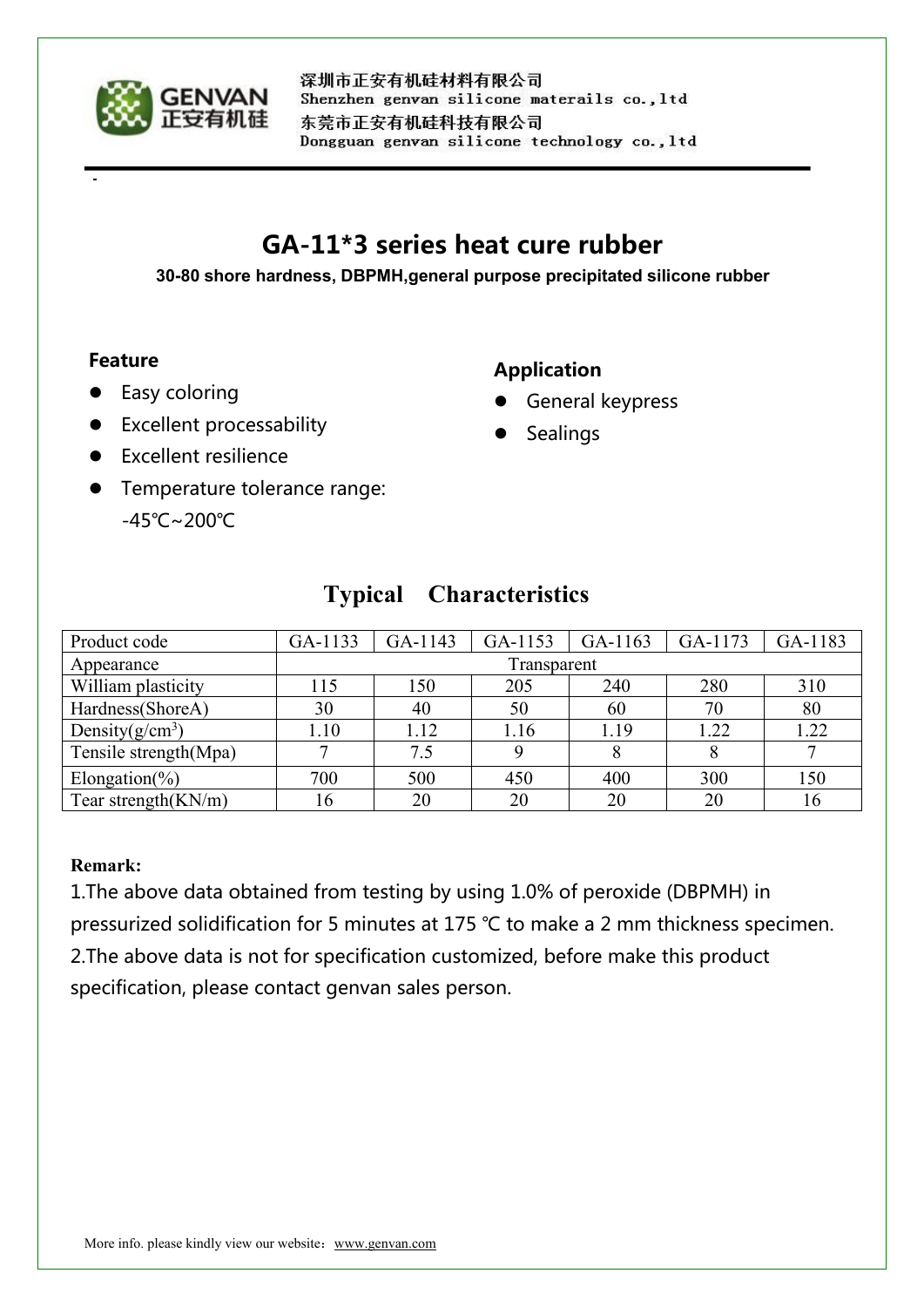深圳市正安有机硅材料有限公司
Shenzhen genvan silicone materails co.,ltd
东莞市正安有机硅科技有限公司
Dongguan genvan silicone technology co.,ltd

# GA-11*3 series heat cure rubber

**30-80 shore hardness, DBPMH,general purpose precipitated silicone rubber**

### Feature

- Easy coloring
- Excellent processability
- Excellent resilience
- Temperature tolerance range: -45℃~200℃

### Application

- General keypress
- Sealings

## Typical Characteristics

| Product code | GA-1133 | GA-1143 | GA-1153 | GA-1163 | GA-1173 | GA-1183 |
|---|---|---|---|---|---|---|
| Appearance | Transparent | | | | | |
| William plasticity | 115 | 150 | 205 | 240 | 280 | 310 |
| Hardness(ShoreA) | 30 | 40 | 50 | 60 | 70 | 80 |
| Density(g/cm$^3$) | 1.10 | 1.12 | 1.16 | 1.19 | 1.22 | 1.22 |
| Tensile strength(Mpa) | 7 | 7.5 | 9 | 8 | 8 | 7 |
| Elongation(%) | 700 | 500 | 450 | 400 | 300 | 150 |
| Tear strength(KN/m) | 16 | 20 | 20 | 20 | 20 | 16 |

**Remark:**

1.The above data obtained from testing by using 1.0% of peroxide (DBPMH) in pressurized solidification for 5 minutes at 175 ℃ to make a 2 mm thickness specimen.

2.The above data is not for specification customized, before make this product specification, please contact genvan sales person.

More info. please kindly view our website：www.genvan.com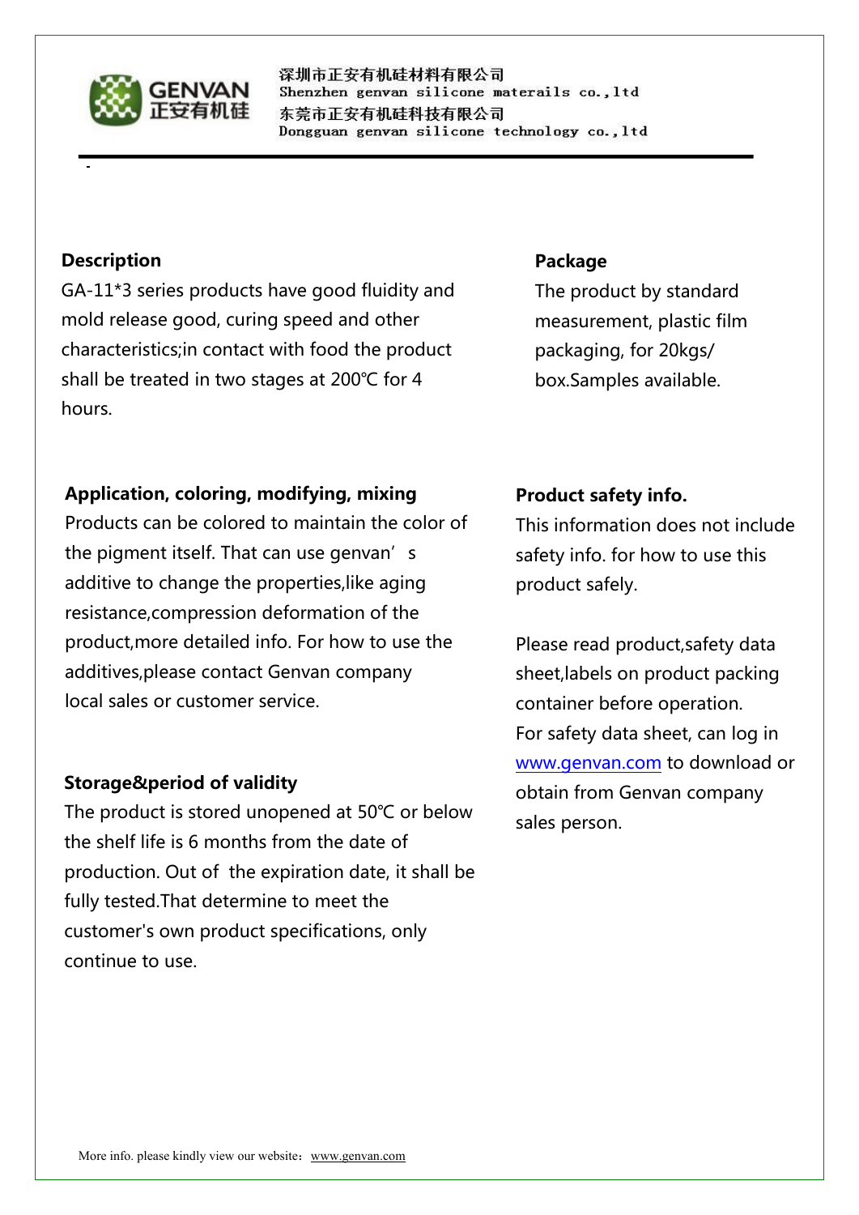## Description

GA-11*3 series products have good fluidity and mold release good, curing speed and other characteristics;in contact with food the product shall be treated in two stages at 200℃ for 4 hours.

## Package

The product by standard measurement, plastic film packaging, for 20kgs/ box.Samples available.

## Application, coloring, modifying, mixing

Products can be colored to maintain the color of the pigment itself. That can use genvan's additive to change the properties,like aging resistance,compression deformation of the product,more detailed info. For how to use the additives,please contact Genvan company local sales or customer service.

## Storage&period of validity

The product is stored unopened at 50℃ or below the shelf life is 6 months from the date of production. Out of the expiration date, it shall be fully tested.That determine to meet the customer's own product specifications, only continue to use.

## Product safety info.

This information does not include safety info. for how to use this product safely.

Please read product,safety data sheet,labels on product packing container before operation. For safety data sheet, can log in www.genvan.com to download or obtain from Genvan company sales person.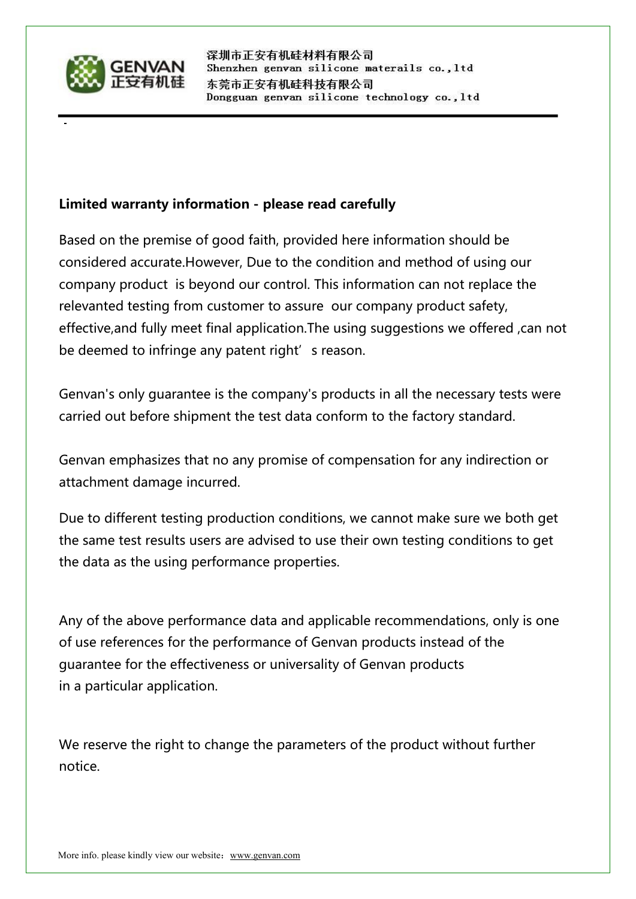## Limited warranty information - please read carefully

Based on the premise of good faith, provided here information should be considered accurate.However, Due to the condition and method of using our company product is beyond our control. This information can not replace the relevanted testing from customer to assure our company product safety, effective,and fully meet final application.The using suggestions we offered ,can not be deemed to infringe any patent right' s reason.

Genvan's only guarantee is the company's products in all the necessary tests were carried out before shipment the test data conform to the factory standard.

Genvan emphasizes that no any promise of compensation for any indirection or attachment damage incurred.

Due to different testing production conditions, we cannot make sure we both get the same test results users are advised to use their own testing conditions to get the data as the using performance properties.

Any of the above performance data and applicable recommendations, only is one of use references for the performance of Genvan products instead of the guarantee for the effectiveness or universality of Genvan products in a particular application.

We reserve the right to change the parameters of the product without further notice.